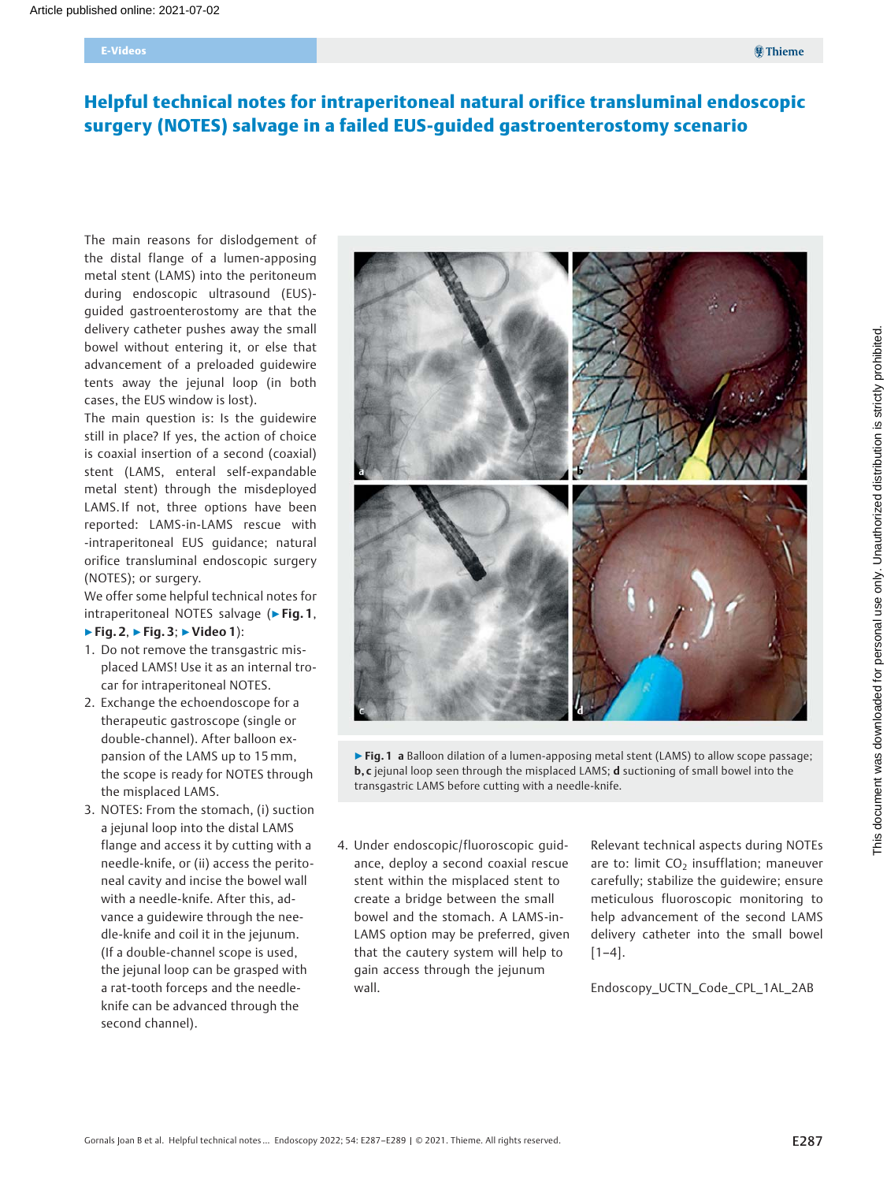# Helpful technical notes for intraperitoneal natural orifice transluminal endoscopic surgery (NOTES) salvage in a failed EUS-guided gastroenterostomy scenario

The main reasons for dislodgement of the distal flange of a lumen-apposing metal stent (LAMS) into the peritoneum during endoscopic ultrasound (EUS)-guided gastroenterostomy are that the delivery catheter pushes away the small bowel without entering it, or else that advancement of a preloaded guidewire tents away the jejunal loop (in both cases, the EUS window is lost).

The main question is: Is the guidewire still in place? If yes, the action of choice is coaxial insertion of a second (coaxial) stent (LAMS, enteral self-expandable metal stent) through the misdeployed LAMS. If not, three options have been reported: LAMS-in-LAMS rescue with -intraperitoneal EUS guidance; natural orifice transluminal endoscopic surgery (NOTES); or surgery.

We offer some helpful technical notes for intraperitoneal NOTES salvage (▶ **Fig. 1**, ▶ **Fig. 2**, ▶ **Fig. 3**; ▶ **Video 1**):

1. Do not remove the transgastric misplaced LAMS! Use it as an internal trocar for intraperitoneal NOTES.
2. Exchange the echoendoscope for a therapeutic gastroscope (single or double-channel). After balloon expansion of the LAMS up to 15 mm, the scope is ready for NOTES through the misplaced LAMS.
3. NOTES: From the stomach, (i) suction a jejunal loop into the distal LAMS flange and access it by cutting with a needle-knife, or (ii) access the peritoneal cavity and incise the bowel wall with a needle-knife. After this, advance a guidewire through the needle-knife and coil it in the jejunum. (If a double-channel scope is used, the jejunal loop can be grasped with a rat-tooth forceps and the needle-knife can be advanced through the second channel).
4. Under endoscopic/fluoroscopic guidance, deploy a second coaxial rescue stent within the misplaced stent to create a bridge between the small bowel and the stomach. A LAMS-in-LAMS option may be preferred, given that the cautery system will help to gain access through the jejunum wall.

▶ **Fig. 1** **a** Balloon dilation of a lumen-apposing metal stent (LAMS) to allow scope passage; **b, c** jejunal loop seen through the misplaced LAMS; **d** suctioning of small bowel into the transgastric LAMS before cutting with a needle-knife.

Relevant technical aspects during NOTEs are to: limit $CO_2$ insufflation; maneuver carefully; stabilize the guidewire; ensure meticulous fluoroscopic monitoring to help advancement of the second LAMS delivery catheter into the small bowel [1–4].

Endoscopy_UCTN_Code_CPL_1AL_2AB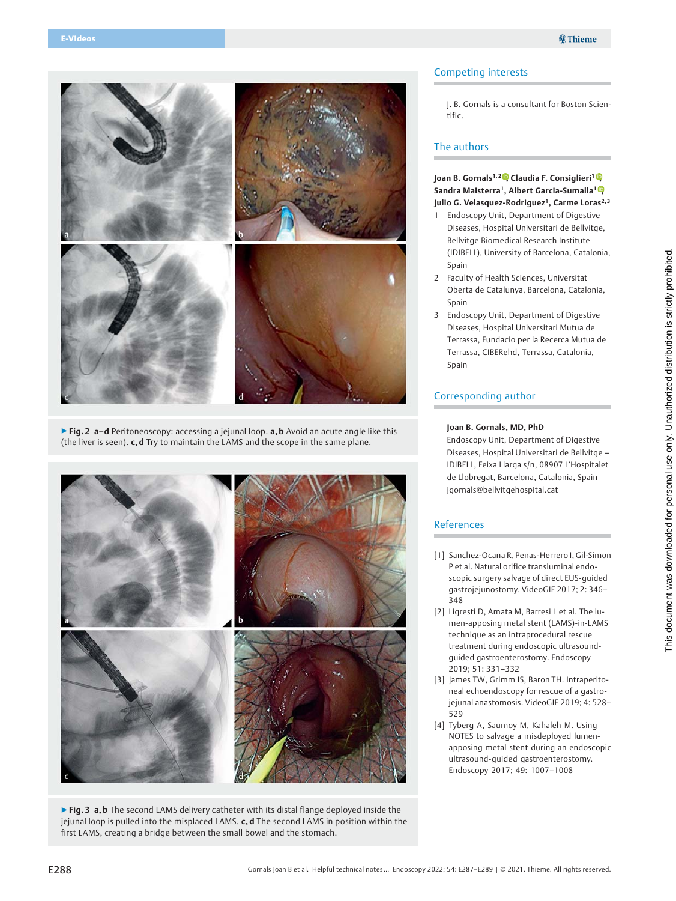▶ **Fig. 2 a–d** Peritoneoscopy: accessing a jejunal loop. **a, b** Avoid an acute angle like this (the liver is seen). **c, d** Try to maintain the LAMS and the scope in the same plane.

▶ **Fig. 3 a, b** The second LAMS delivery catheter with its distal flange deployed inside the jejunal loop is pulled into the misplaced LAMS. **c, d** The second LAMS in position within the first LAMS, creating a bridge between the small bowel and the stomach.

## Competing interests

J. B. Gornals is a consultant for Boston Scientific.

## The authors

**Joan B. Gornals**[1,2], **Claudia F. Consiglieri**[1], **Sandra Maisterra**[1], **Albert Garcia-Sumalla**[1], **Julio G. Velasquez-Rodriguez**[1], **Carme Loras**[2,3]

1. Endoscopy Unit, Department of Digestive Diseases, Hospital Universitari de Bellvitge, Bellvitge Biomedical Research Institute (IDIBELL), University of Barcelona, Catalonia, Spain
2. Faculty of Health Sciences, Universitat Oberta de Catalunya, Barcelona, Catalonia, Spain
3. Endoscopy Unit, Department of Digestive Diseases, Hospital Universitari Mutua de Terrassa, Fundacio per la Recerca Mutua de Terrassa, CIBERehd, Terrassa, Catalonia, Spain

## Corresponding author

**Joan B. Gornals, MD, PhD**
Endoscopy Unit, Department of Digestive Diseases, Hospital Universitari de Bellvitge – IDIBELL, Feixa Llarga s/n, 08907 L'Hospitalet de Llobregat, Barcelona, Catalonia, Spain
jgornals@bellvitgehospital.cat

## References

[1] Sanchez-Ocana R, Penas-Herrero I, Gil-Simon P et al. Natural orifice transluminal endoscopic surgery salvage of direct EUS-guided gastrojejunostomy. VideoGIE 2017; 2: 346–348

[2] Ligresti D, Amata M, Barresi L et al. The lumen-apposing metal stent (LAMS)-in-LAMS technique as an intraprocedural rescue treatment during endoscopic ultrasound-guided gastroenterostomy. Endoscopy 2019; 51: 331–332

[3] James TW, Grimm IS, Baron TH. Intraperitoneal echoendoscopy for rescue of a gastrojejunal anastomosis. VideoGIE 2019; 4: 528–529

[4] Tyberg A, Saumoy M, Kahaleh M. Using NOTES to salvage a misdeployed lumen-apposing metal stent during an endoscopic ultrasound-guided gastroenterostomy. Endoscopy 2017; 49: 1007–1008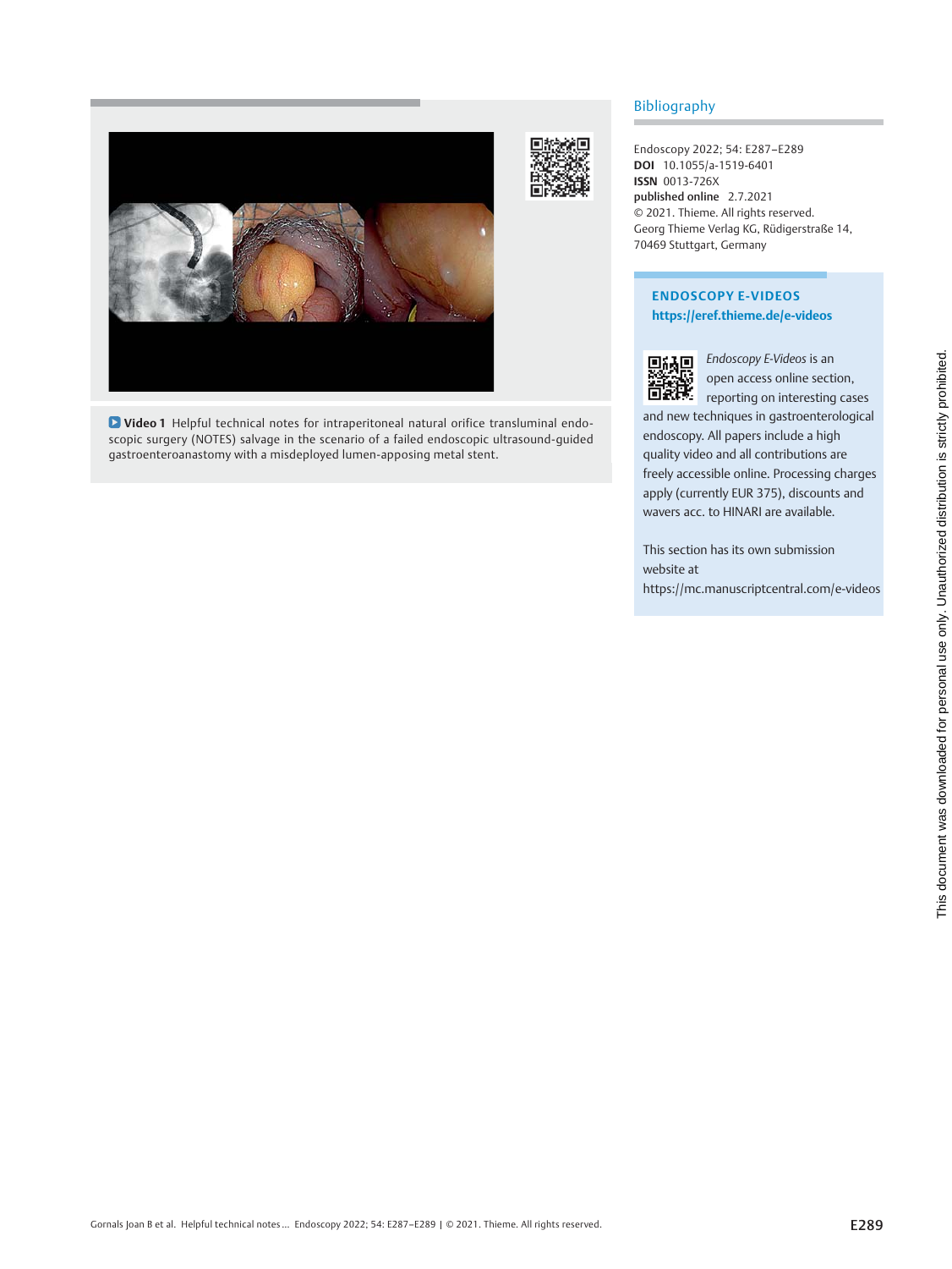**Video 1** Helpful technical notes for intraperitoneal natural orifice transluminal endoscopic surgery (NOTES) salvage in the scenario of a failed endoscopic ultrasound-guided gastroenteroanastomy with a misdeployed lumen-apposing metal stent.

## Bibliography

Endoscopy 2022; 54: E287–E289
**DOI** 10.1055/a-1519-6401
**ISSN** 0013-726X
**published online** 2.7.2021
© 2021. Thieme. All rights reserved.
Georg Thieme Verlag KG, Rüdigerstraße 14, 70469 Stuttgart, Germany

**ENDOSCOPY E-VIDEOS**
**https://eref.thieme.de/e-videos**

*Endoscopy E-Videos* is an open access online section, reporting on interesting cases and new techniques in gastroenterological endoscopy. All papers include a high quality video and all contributions are freely accessible online. Processing charges apply (currently EUR 375), discounts and wavers acc. to HINARI are available.

This section has its own submission website at
https://mc.manuscriptcentral.com/e-videos